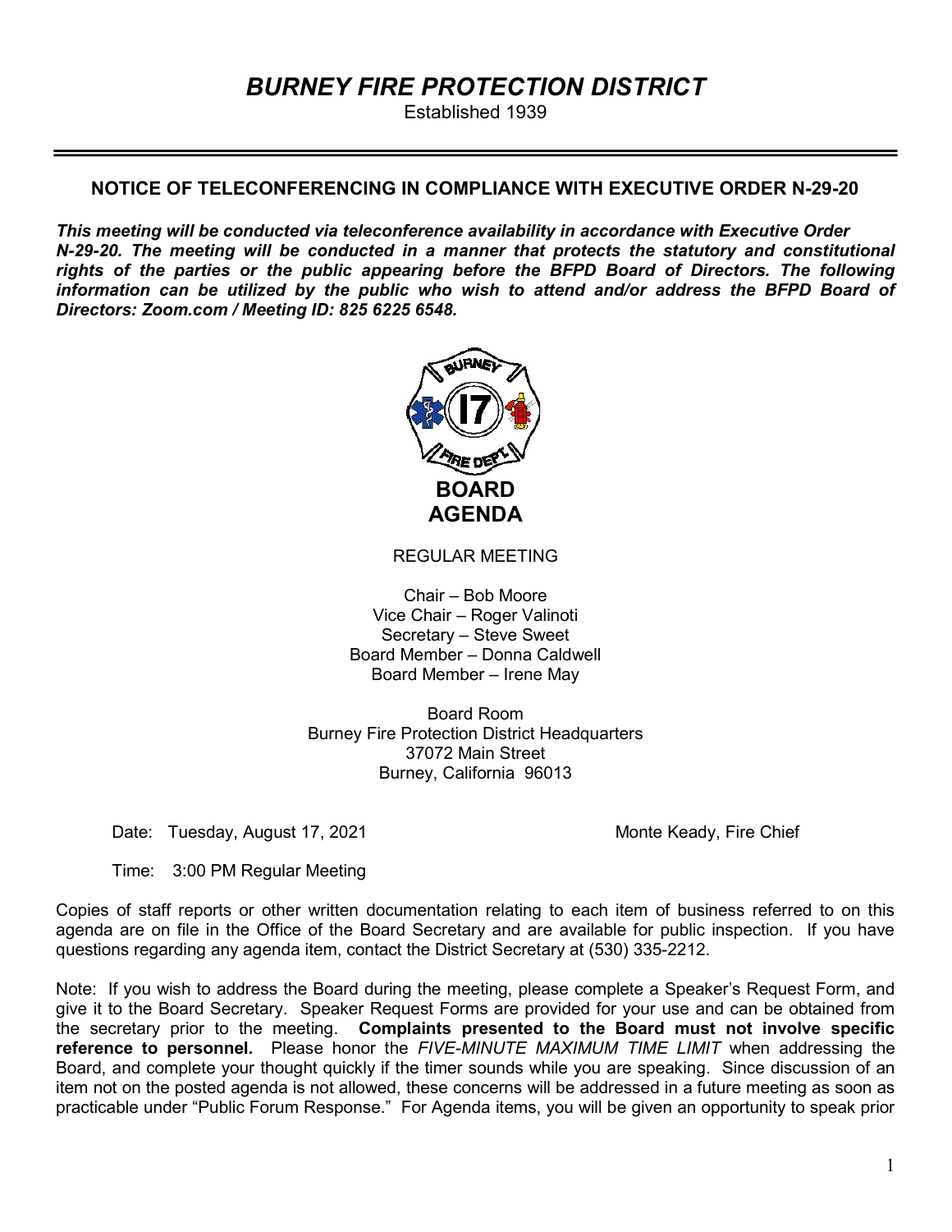# *BURNEY FIRE PROTECTION DISTRICT*

Established 1939

---

## NOTICE OF TELECONFERENCING IN COMPLIANCE WITH EXECUTIVE ORDER N-29-20

***This meeting will be conducted via teleconference availability in accordance with Executive Order N-29-20. The meeting will be conducted in a manner that protects the statutory and constitutional rights of the parties or the public appearing before the BFPD Board of Directors. The following information can be utilized by the public who wish to attend and/or address the BFPD Board of Directors: Zoom.com / Meeting ID: 825 6225 6548.***

## BOARD AGENDA

REGULAR MEETING

Chair – Bob Moore
Vice Chair – Roger Valinoti
Secretary – Steve Sweet
Board Member – Donna Caldwell
Board Member – Irene May

Board Room
Burney Fire Protection District Headquarters
37072 Main Street
Burney, California 96013

Date: Tuesday, August 17, 2021 — Monte Keady, Fire Chief

Time: 3:00 PM Regular Meeting

Copies of staff reports or other written documentation relating to each item of business referred to on this agenda are on file in the Office of the Board Secretary and are available for public inspection. If you have questions regarding any agenda item, contact the District Secretary at (530) 335-2212.

Note: If you wish to address the Board during the meeting, please complete a Speaker's Request Form, and give it to the Board Secretary. Speaker Request Forms are provided for your use and can be obtained from the secretary prior to the meeting. **Complaints presented to the Board must not involve specific reference to personnel.** Please honor the *FIVE-MINUTE MAXIMUM TIME LIMIT* when addressing the Board, and complete your thought quickly if the timer sounds while you are speaking. Since discussion of an item not on the posted agenda is not allowed, these concerns will be addressed in a future meeting as soon as practicable under "Public Forum Response." For Agenda items, you will be given an opportunity to speak prior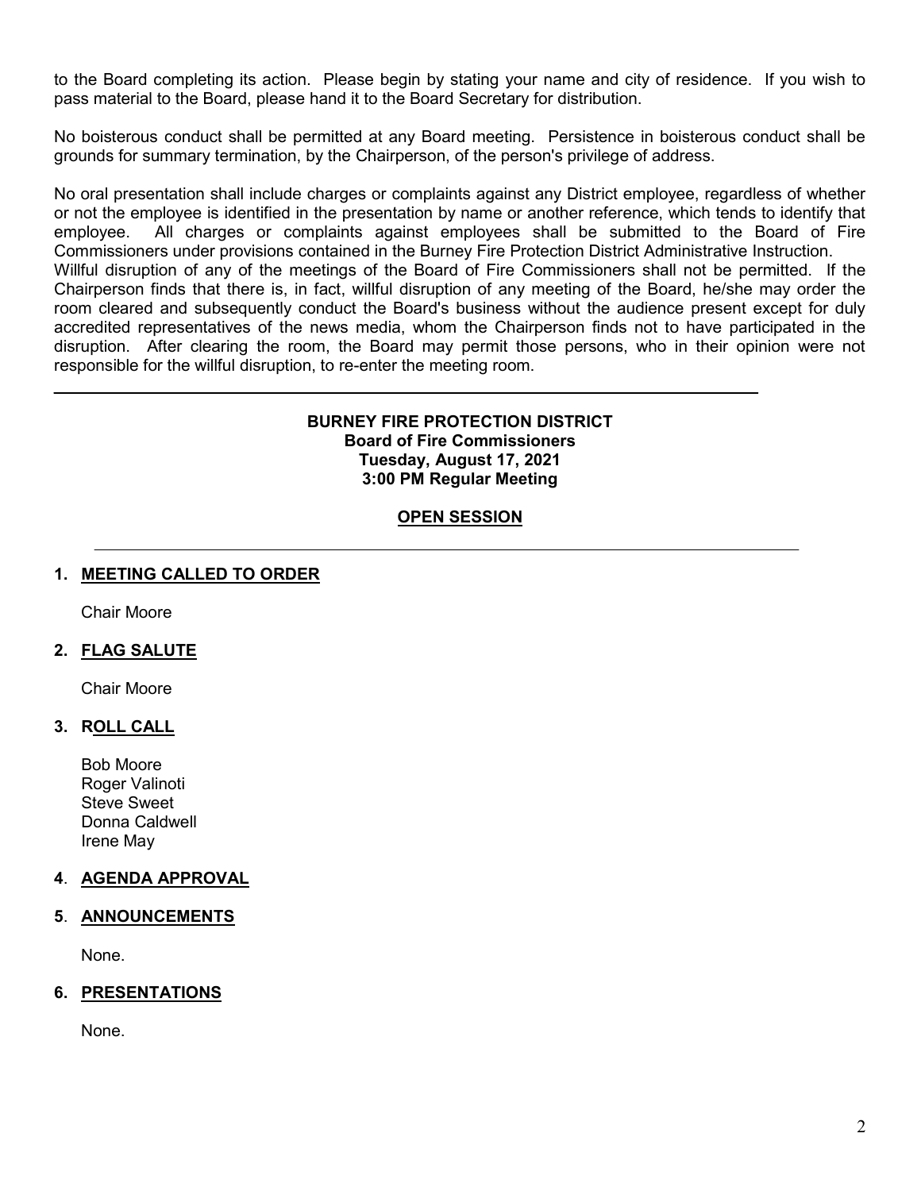to the Board completing its action. Please begin by stating your name and city of residence. If you wish to pass material to the Board, please hand it to the Board Secretary for distribution.

No boisterous conduct shall be permitted at any Board meeting. Persistence in boisterous conduct shall be grounds for summary termination, by the Chairperson, of the person's privilege of address.

No oral presentation shall include charges or complaints against any District employee, regardless of whether or not the employee is identified in the presentation by name or another reference, which tends to identify that employee. All charges or complaints against employees shall be submitted to the Board of Fire Commissioners under provisions contained in the Burney Fire Protection District Administrative Instruction.
Willful disruption of any of the meetings of the Board of Fire Commissioners shall not be permitted. If the Chairperson finds that there is, in fact, willful disruption of any meeting of the Board, he/she may order the room cleared and subsequently conduct the Board's business without the audience present except for duly accredited representatives of the news media, whom the Chairperson finds not to have participated in the disruption. After clearing the room, the Board may permit those persons, who in their opinion were not responsible for the willful disruption, to re-enter the meeting room.

---

**BURNEY FIRE PROTECTION DISTRICT**
**Board of Fire Commissioners**
**Tuesday, August 17, 2021**
**3:00 PM Regular Meeting**

**OPEN SESSION**

---

**1. MEETING CALLED TO ORDER**

Chair Moore

**2. FLAG SALUTE**

Chair Moore

**3. ROLL CALL**

Bob Moore
Roger Valinoti
Steve Sweet
Donna Caldwell
Irene May

**4. AGENDA APPROVAL**

**5. ANNOUNCEMENTS**

None.

**6. PRESENTATIONS**

None.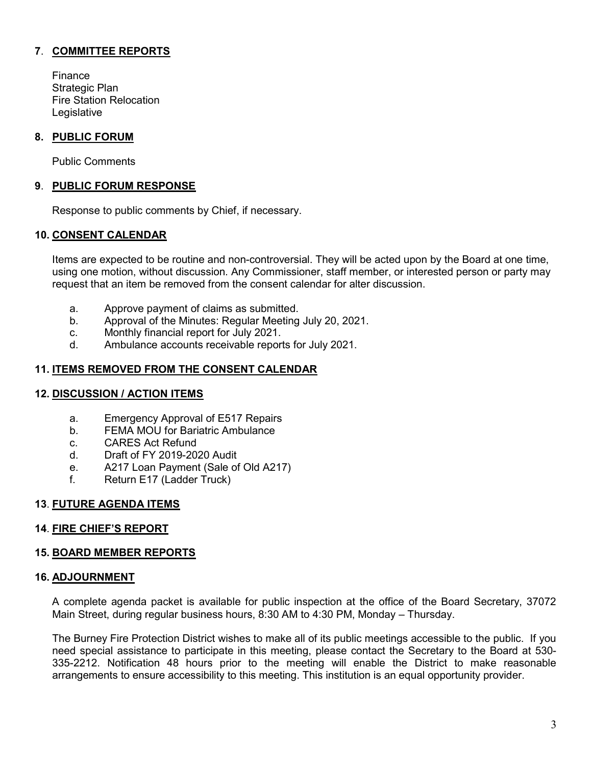## 7. COMMITTEE REPORTS

Finance
Strategic Plan
Fire Station Relocation
Legislative

## 8. PUBLIC FORUM

Public Comments

## 9. PUBLIC FORUM RESPONSE

Response to public comments by Chief, if necessary.

## 10. CONSENT CALENDAR

Items are expected to be routine and non-controversial. They will be acted upon by the Board at one time, using one motion, without discussion. Any Commissioner, staff member, or interested person or party may request that an item be removed from the consent calendar for alter discussion.

a. Approve payment of claims as submitted.
b. Approval of the Minutes: Regular Meeting July 20, 2021.
c. Monthly financial report for July 2021.
d. Ambulance accounts receivable reports for July 2021.

## 11. ITEMS REMOVED FROM THE CONSENT CALENDAR

## 12. DISCUSSION / ACTION ITEMS

a. Emergency Approval of E517 Repairs
b. FEMA MOU for Bariatric Ambulance
c. CARES Act Refund
d. Draft of FY 2019-2020 Audit
e. A217 Loan Payment (Sale of Old A217)
f. Return E17 (Ladder Truck)

## 13. FUTURE AGENDA ITEMS

## 14. FIRE CHIEF'S REPORT

## 15. BOARD MEMBER REPORTS

## 16. ADJOURNMENT

A complete agenda packet is available for public inspection at the office of the Board Secretary, 37072 Main Street, during regular business hours, 8:30 AM to 4:30 PM, Monday – Thursday.

The Burney Fire Protection District wishes to make all of its public meetings accessible to the public. If you need special assistance to participate in this meeting, please contact the Secretary to the Board at 530-335-2212. Notification 48 hours prior to the meeting will enable the District to make reasonable arrangements to ensure accessibility to this meeting. This institution is an equal opportunity provider.